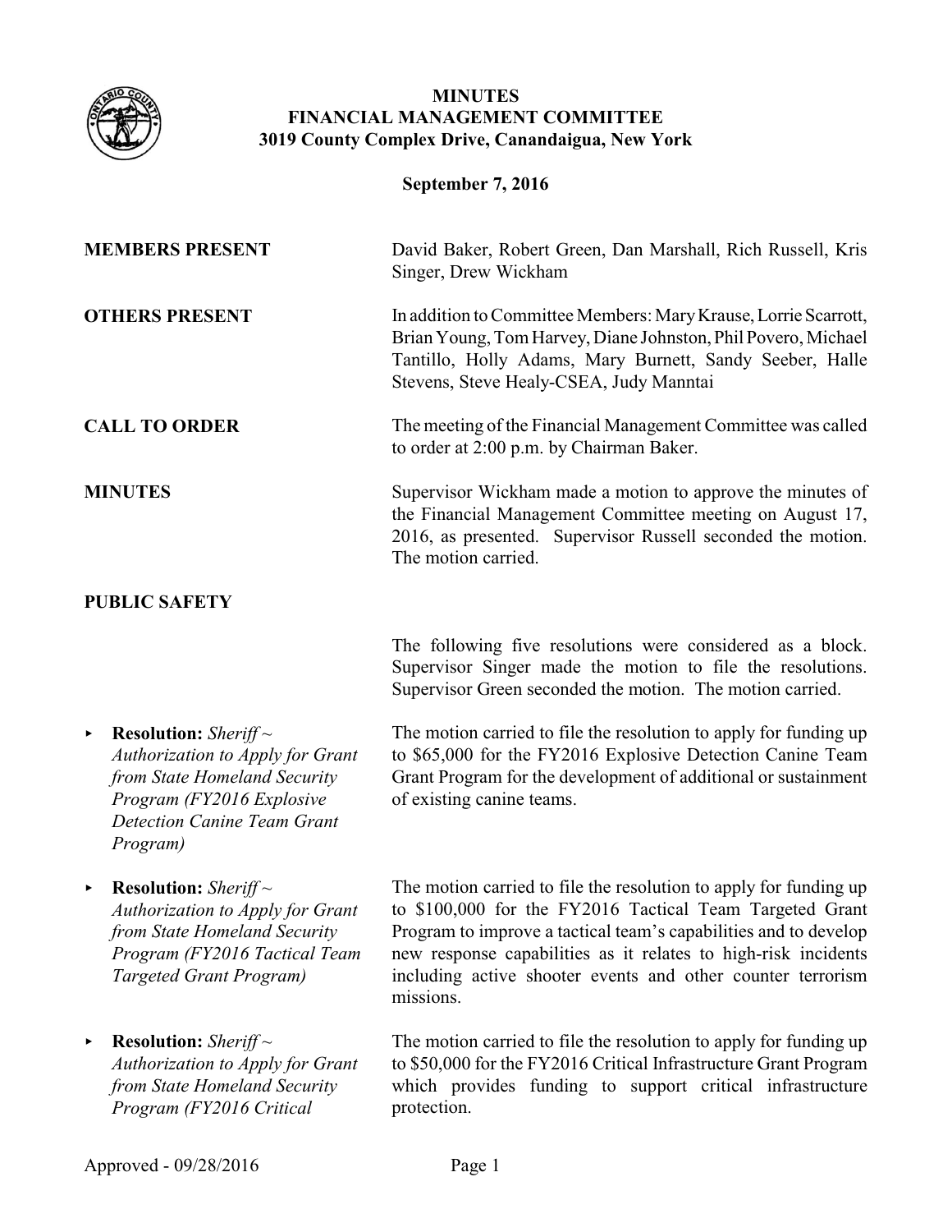# MINUTES
# FINANCIAL MANAGEMENT COMMITTEE
## 3019 County Complex Drive, Canandaigua, New York

**September 7, 2016**

**MEMBERS PRESENT**

David Baker, Robert Green, Dan Marshall, Rich Russell, Kris Singer, Drew Wickham

**OTHERS PRESENT**

In addition to Committee Members: Mary Krause, Lorrie Scarrott, Brian Young, Tom Harvey, Diane Johnston, Phil Povero, Michael Tantillo, Holly Adams, Mary Burnett, Sandy Seeber, Halle Stevens, Steve Healy-CSEA, Judy Manntai

**CALL TO ORDER**

The meeting of the Financial Management Committee was called to order at 2:00 p.m. by Chairman Baker.

**MINUTES**

Supervisor Wickham made a motion to approve the minutes of the Financial Management Committee meeting on August 17, 2016, as presented. Supervisor Russell seconded the motion. The motion carried.

**PUBLIC SAFETY**

The following five resolutions were considered as a block. Supervisor Singer made the motion to file the resolutions. Supervisor Green seconded the motion. The motion carried.

- **Resolution:** *Sheriff ~ Authorization to Apply for Grant from State Homeland Security Program (FY2016 Explosive Detection Canine Team Grant Program)*

  The motion carried to file the resolution to apply for funding up to $65,000 for the FY2016 Explosive Detection Canine Team Grant Program for the development of additional or sustainment of existing canine teams.

- **Resolution:** *Sheriff ~ Authorization to Apply for Grant from State Homeland Security Program (FY2016 Tactical Team Targeted Grant Program)*

  The motion carried to file the resolution to apply for funding up to $100,000 for the FY2016 Tactical Team Targeted Grant Program to improve a tactical team's capabilities and to develop new response capabilities as it relates to high-risk incidents including active shooter events and other counter terrorism missions.

- **Resolution:** *Sheriff ~ Authorization to Apply for Grant from State Homeland Security Program (FY2016 Critical*

  The motion carried to file the resolution to apply for funding up to $50,000 for the FY2016 Critical Infrastructure Grant Program which provides funding to support critical infrastructure protection.

Approved - 09/28/2016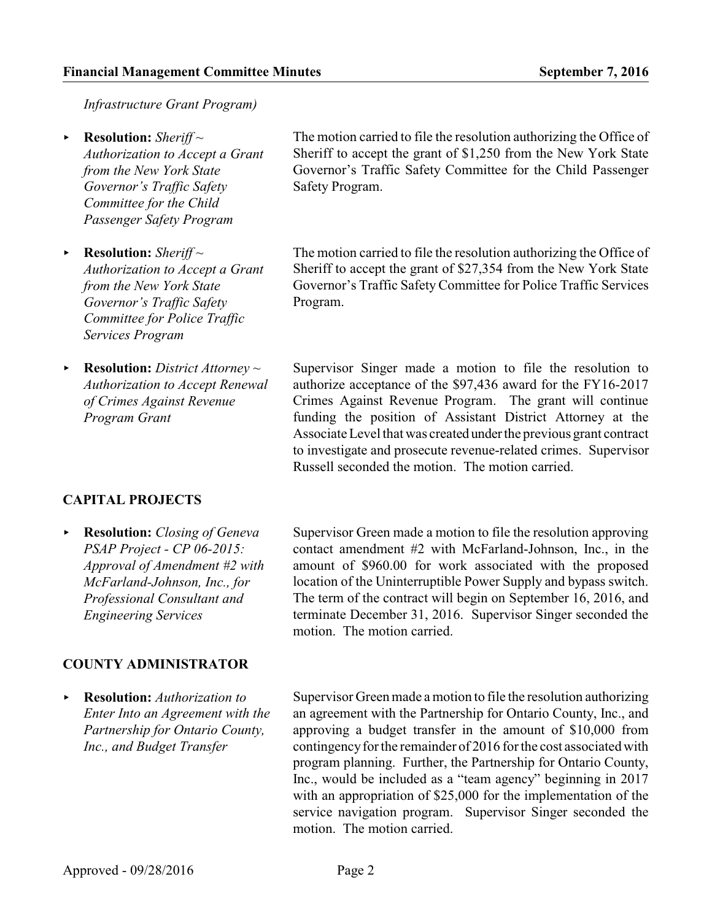*Infrastructure Grant Program)*

- **Resolution:** *Sheriff ~ Authorization to Accept a Grant from the New York State Governor's Traffic Safety Committee for the Child Passenger Safety Program*

  The motion carried to file the resolution authorizing the Office of Sheriff to accept the grant of $1,250 from the New York State Governor's Traffic Safety Committee for the Child Passenger Safety Program.

- **Resolution:** *Sheriff ~ Authorization to Accept a Grant from the New York State Governor's Traffic Safety Committee for Police Traffic Services Program*

  The motion carried to file the resolution authorizing the Office of Sheriff to accept the grant of $27,354 from the New York State Governor's Traffic Safety Committee for Police Traffic Services Program.

- **Resolution:** *District Attorney ~ Authorization to Accept Renewal of Crimes Against Revenue Program Grant*

  Supervisor Singer made a motion to file the resolution to authorize acceptance of the $97,436 award for the FY16-2017 Crimes Against Revenue Program. The grant will continue funding the position of Assistant District Attorney at the Associate Level that was created under the previous grant contract to investigate and prosecute revenue-related crimes. Supervisor Russell seconded the motion. The motion carried.

## CAPITAL PROJECTS

- **Resolution:** *Closing of Geneva PSAP Project - CP 06-2015: Approval of Amendment #2 with McFarland-Johnson, Inc., for Professional Consultant and Engineering Services*

  Supervisor Green made a motion to file the resolution approving contact amendment #2 with McFarland-Johnson, Inc., in the amount of $960.00 for work associated with the proposed location of the Uninterruptible Power Supply and bypass switch. The term of the contract will begin on September 16, 2016, and terminate December 31, 2016. Supervisor Singer seconded the motion. The motion carried.

## COUNTY ADMINISTRATOR

- **Resolution:** *Authorization to Enter Into an Agreement with the Partnership for Ontario County, Inc., and Budget Transfer*

  Supervisor Green made a motion to file the resolution authorizing an agreement with the Partnership for Ontario County, Inc., and approving a budget transfer in the amount of $10,000 from contingency for the remainder of 2016 for the cost associated with program planning. Further, the Partnership for Ontario County, Inc., would be included as a "team agency" beginning in 2017 with an appropriation of $25,000 for the implementation of the service navigation program. Supervisor Singer seconded the motion. The motion carried.

Approved - 09/28/2016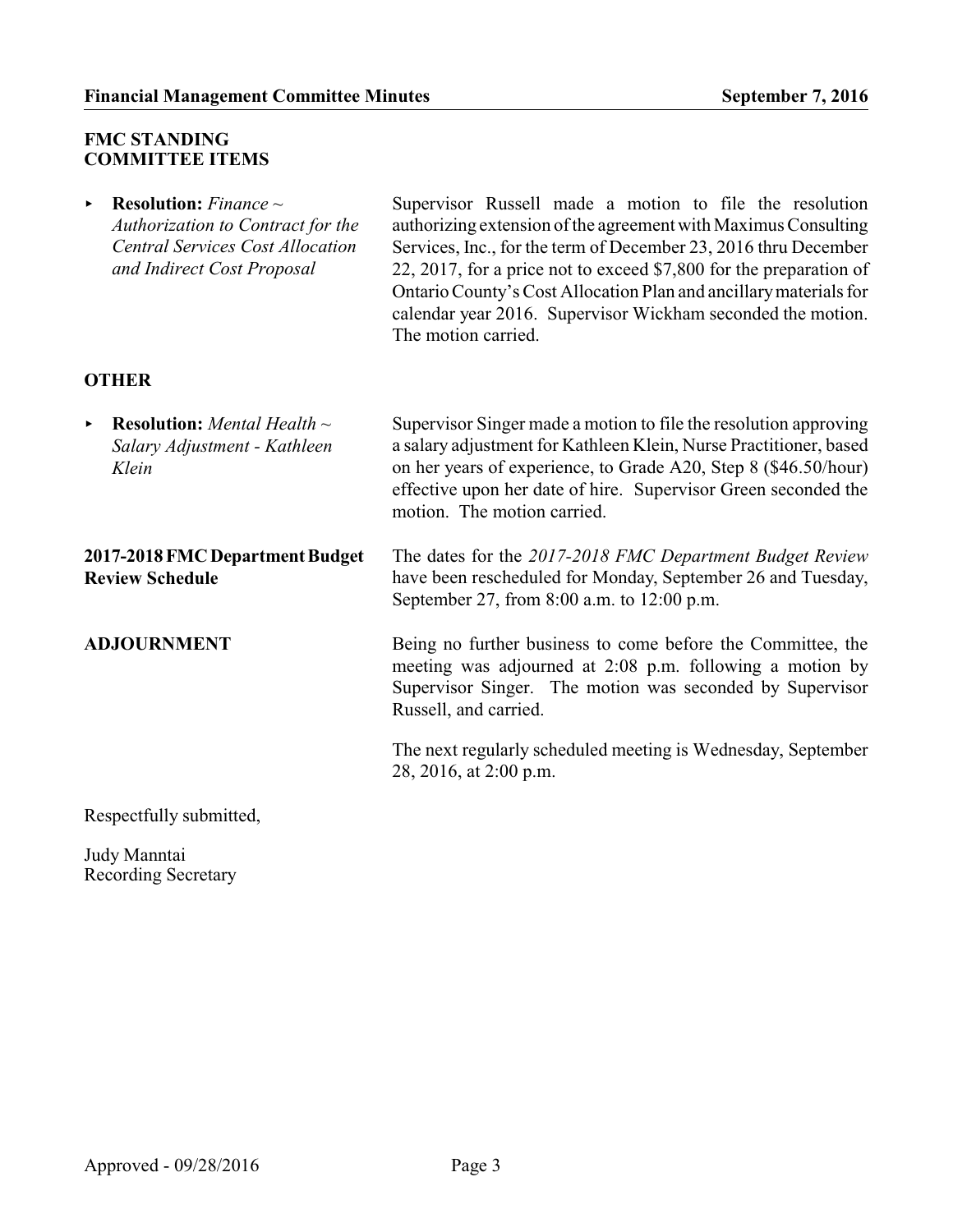## FMC STANDING COMMITTEE ITEMS

- **Resolution:** *Finance ~ Authorization to Contract for the Central Services Cost Allocation and Indirect Cost Proposal*

Supervisor Russell made a motion to file the resolution authorizing extension of the agreement with Maximus Consulting Services, Inc., for the term of December 23, 2016 thru December 22, 2017, for a price not to exceed $7,800 for the preparation of Ontario County's Cost Allocation Plan and ancillary materials for calendar year 2016. Supervisor Wickham seconded the motion. The motion carried.

## OTHER

- **Resolution:** *Mental Health ~ Salary Adjustment - Kathleen Klein*

Supervisor Singer made a motion to file the resolution approving a salary adjustment for Kathleen Klein, Nurse Practitioner, based on her years of experience, to Grade A20, Step 8 ($46.50/hour) effective upon her date of hire. Supervisor Green seconded the motion. The motion carried.

**2017-2018 FMC Department Budget Review Schedule**

The dates for the *2017-2018 FMC Department Budget Review* have been rescheduled for Monday, September 26 and Tuesday, September 27, from 8:00 a.m. to 12:00 p.m.

**ADJOURNMENT**

Being no further business to come before the Committee, the meeting was adjourned at 2:08 p.m. following a motion by Supervisor Singer. The motion was seconded by Supervisor Russell, and carried.

The next regularly scheduled meeting is Wednesday, September 28, 2016, at 2:00 p.m.

Respectfully submitted,

Judy Manntai
Recording Secretary

Approved - 09/28/2016